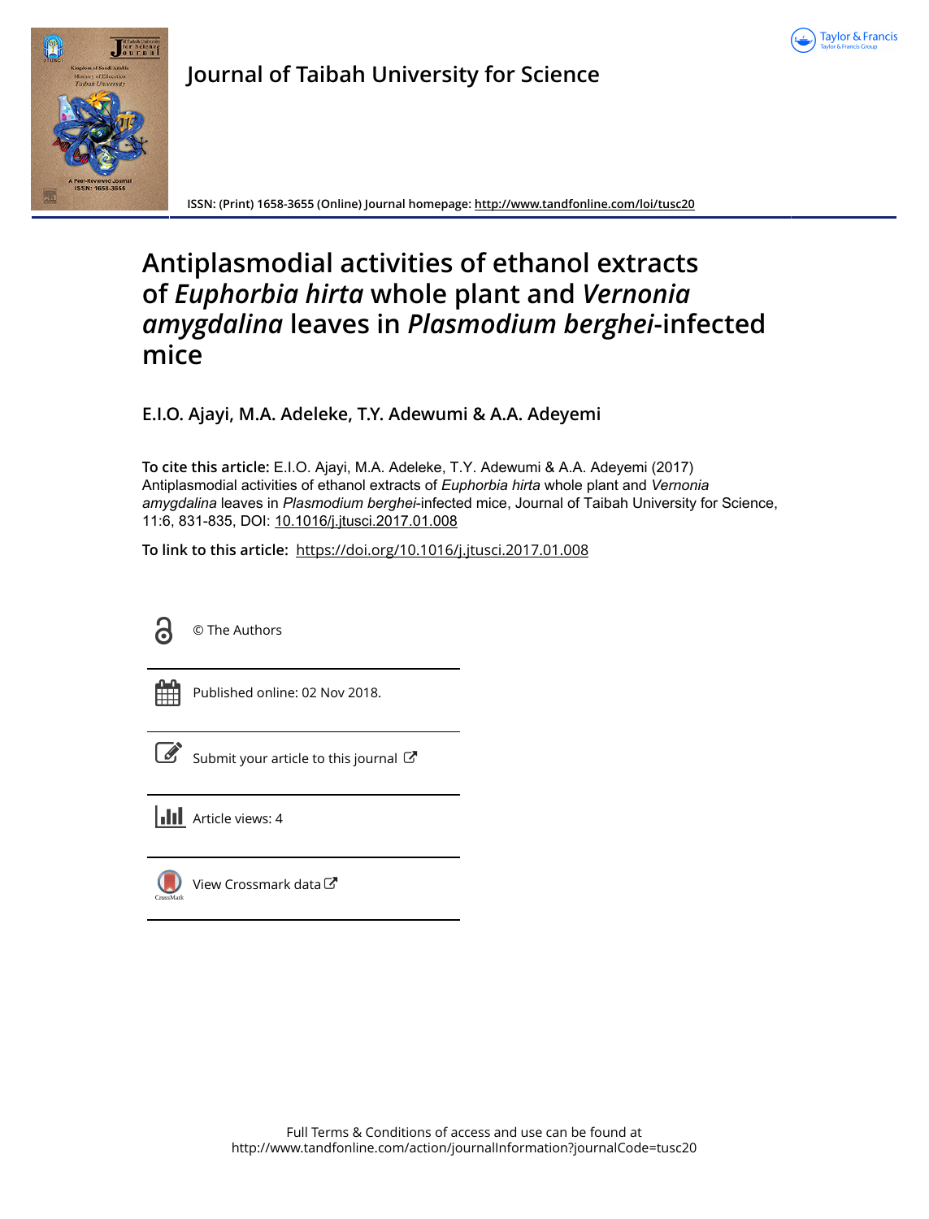Journal of Taibah University for Science

ISSN: (Print) 1658-3655 (Online) Journal homepage: http://www.tandfonline.com/loi/tusc20

# Antiplasmodial activities of ethanol extracts of *Euphorbia hirta* whole plant and *Vernonia amygdalina* leaves in *Plasmodium berghei*-infected mice

**E.I.O. Ajayi, M.A. Adeleke, T.Y. Adewumi & A.A. Adeyemi**

**To cite this article:** E.I.O. Ajayi, M.A. Adeleke, T.Y. Adewumi & A.A. Adeyemi (2017) Antiplasmodial activities of ethanol extracts of *Euphorbia hirta* whole plant and *Vernonia amygdalina* leaves in *Plasmodium berghei*-infected mice, Journal of Taibah University for Science, 11:6, 831-835, DOI: 10.1016/j.jtusci.2017.01.008

**To link to this article:** https://doi.org/10.1016/j.jtusci.2017.01.008

© The Authors

Published online: 02 Nov 2018.

Submit your article to this journal

Article views: 4

View Crossmark data

Full Terms & Conditions of access and use can be found at
http://www.tandfonline.com/action/journalInformation?journalCode=tusc20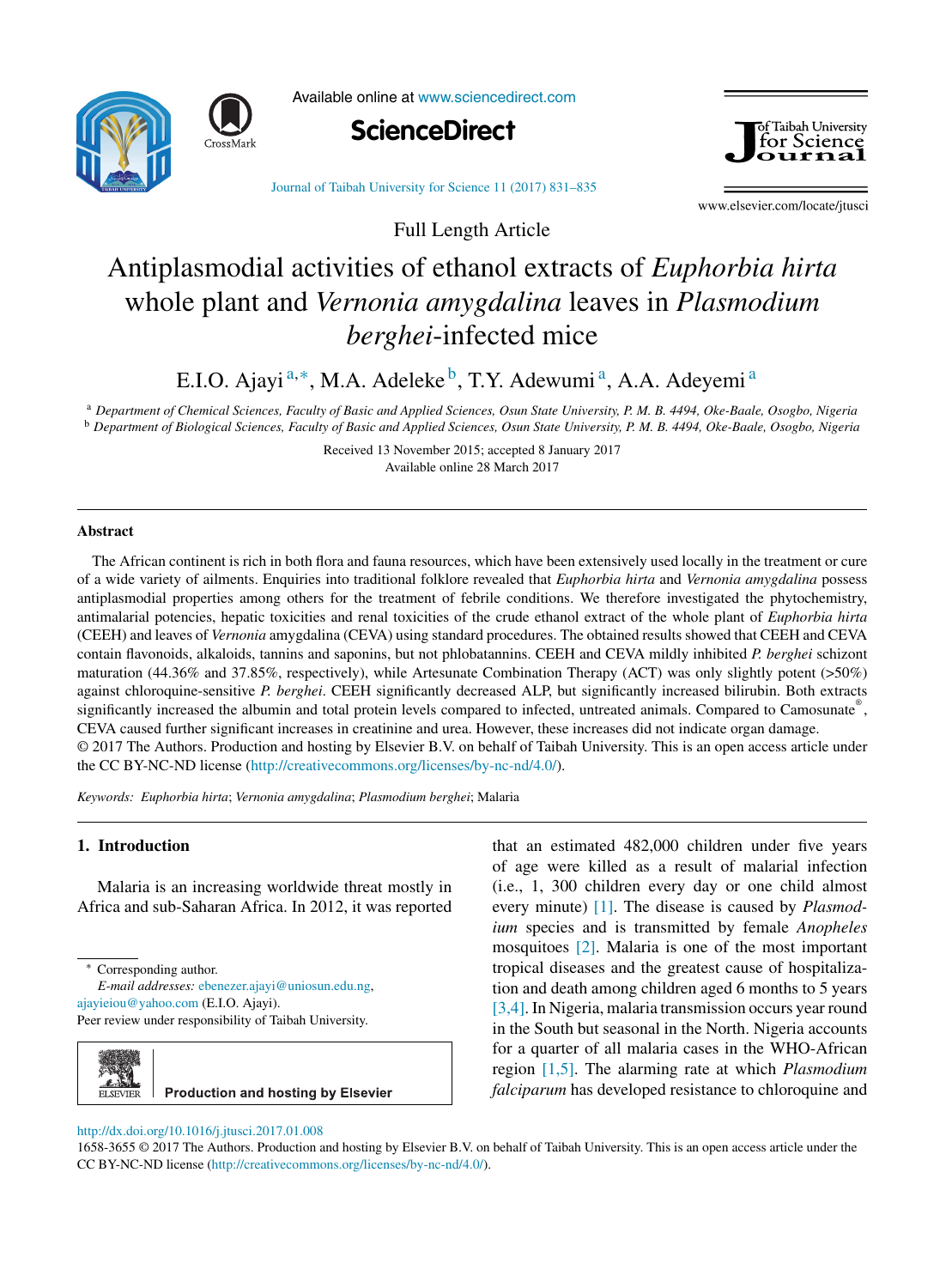Available online at www.sciencedirect.com

ScienceDirect

Journal of Taibah University for Science

www.elsevier.com/locate/jtusci

Full Length Article

# Antiplasmodial activities of ethanol extracts of *Euphorbia hirta* whole plant and *Vernonia amygdalina* leaves in *Plasmodium berghei*-infected mice

E.I.O. Ajayi [a,*], M.A. Adeleke [b], T.Y. Adewumi [a], A.A. Adeyemi [a]

[a] *Department of Chemical Sciences, Faculty of Basic and Applied Sciences, Osun State University, P. M. B. 4494, Oke-Baale, Osogbo, Nigeria*
[b] *Department of Biological Sciences, Faculty of Basic and Applied Sciences, Osun State University, P. M. B. 4494, Oke-Baale, Osogbo, Nigeria*

Received 13 November 2015; accepted 8 January 2017
Available online 28 March 2017

## Abstract

The African continent is rich in both flora and fauna resources, which have been extensively used locally in the treatment or cure of a wide variety of ailments. Enquiries into traditional folklore revealed that *Euphorbia hirta* and *Vernonia amygdalina* possess antiplasmodial properties among others for the treatment of febrile conditions. We therefore investigated the phytochemistry, antimalarial potencies, hepatic toxicities and renal toxicities of the crude ethanol extract of the whole plant of *Euphorbia hirta* (CEEH) and leaves of *Vernonia* amygdalina (CEVA) using standard procedures. The obtained results showed that CEEH and CEVA contain flavonoids, alkaloids, tannins and saponins, but not phlobatannins. CEEH and CEVA mildly inhibited *P. berghei* schizont maturation (44.36% and 37.85%, respectively), while Artesunate Combination Therapy (ACT) was only slightly potent (>50%) against chloroquine-sensitive *P. berghei*. CEEH significantly decreased ALP, but significantly increased bilirubin. Both extracts significantly increased the albumin and total protein levels compared to infected, untreated animals. Compared to Camosunate®, CEVA caused further significant increases in creatinine and urea. However, these increases did not indicate organ damage.
© 2017 The Authors. Production and hosting by Elsevier B.V. on behalf of Taibah University. This is an open access article under the CC BY-NC-ND license (http://creativecommons.org/licenses/by-nc-nd/4.0/).

*Keywords:* *Euphorbia hirta*; *Vernonia amygdalina*; *Plasmodium berghei*; Malaria

## 1. Introduction

Malaria is an increasing worldwide threat mostly in Africa and sub-Saharan Africa. In 2012, it was reported that an estimated 482,000 children under five years of age were killed as a result of malarial infection (i.e., 1, 300 children every day or one child almost every minute) [1]. The disease is caused by *Plasmodium* species and is transmitted by female *Anopheles* mosquitoes [2]. Malaria is one of the most important tropical diseases and the greatest cause of hospitalization and death among children aged 6 months to 5 years [3,4]. In Nigeria, malaria transmission occurs year round in the South but seasonal in the North. Nigeria accounts for a quarter of all malaria cases in the WHO-African region [1,5]. The alarming rate at which *Plasmodium falciparum* has developed resistance to chloroquine and

\* Corresponding author.
*E-mail addresses:* ebenezer.ajayi@uniosun.edu.ng, ajayieiou@yahoo.com (E.I.O. Ajayi).
Peer review under responsibility of Taibah University.

Production and hosting by Elsevier

http://dx.doi.org/10.1016/j.jtusci.2017.01.008
1658-3655 © 2017 The Authors. Production and hosting by Elsevier B.V. on behalf of Taibah University. This is an open access article under the CC BY-NC-ND license (http://creativecommons.org/licenses/by-nc-nd/4.0/).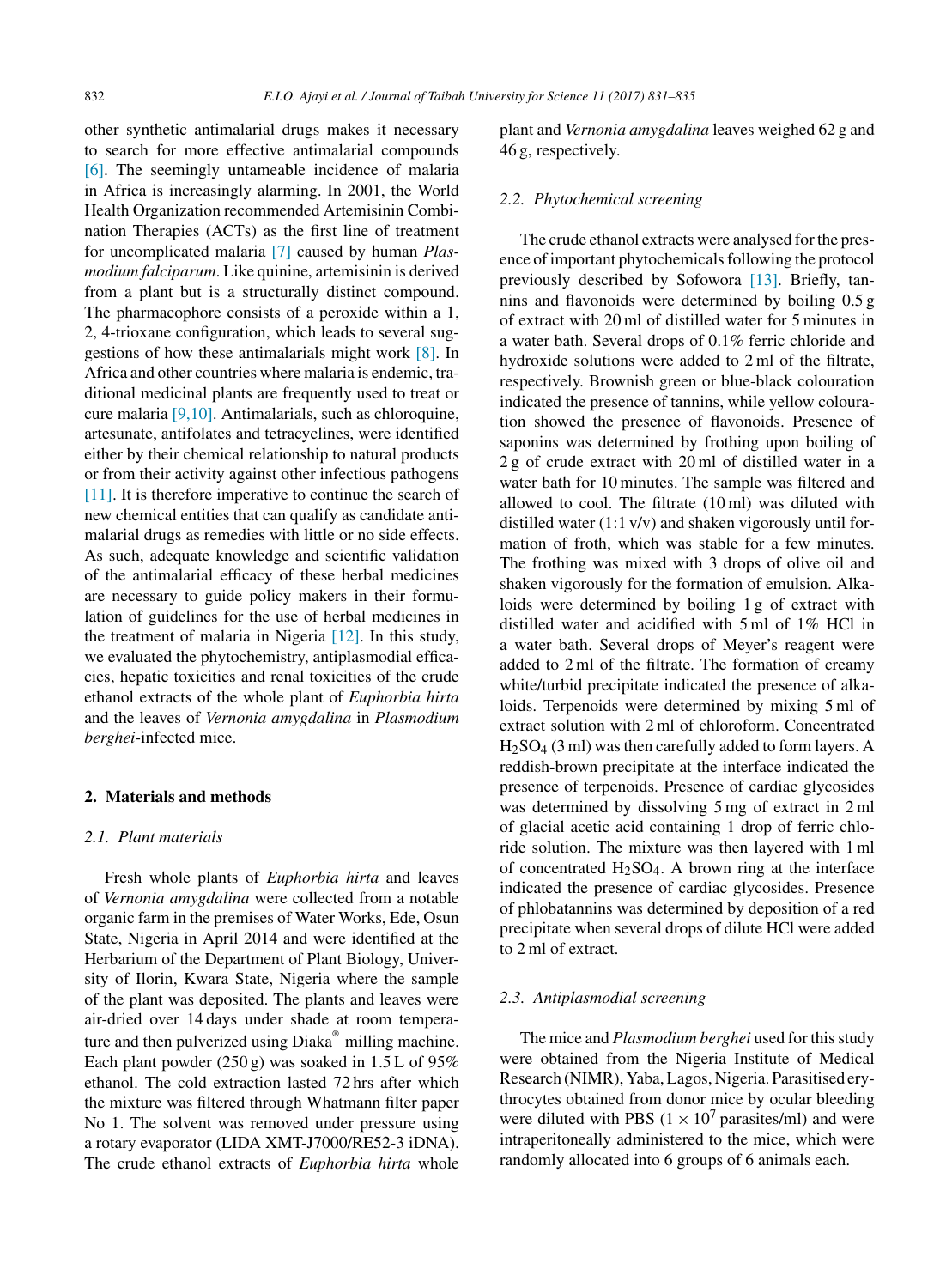other synthetic antimalarial drugs makes it necessary to search for more effective antimalarial compounds [6]. The seemingly untameable incidence of malaria in Africa is increasingly alarming. In 2001, the World Health Organization recommended Artemisinin Combination Therapies (ACTs) as the first line of treatment for uncomplicated malaria [7] caused by human *Plasmodium falciparum*. Like quinine, artemisinin is derived from a plant but is a structurally distinct compound. The pharmacophore consists of a peroxide within a 1, 2, 4-trioxane configuration, which leads to several suggestions of how these antimalarials might work [8]. In Africa and other countries where malaria is endemic, traditional medicinal plants are frequently used to treat or cure malaria [9,10]. Antimalarials, such as chloroquine, artesunate, antifolates and tetracyclines, were identified either by their chemical relationship to natural products or from their activity against other infectious pathogens [11]. It is therefore imperative to continue the search of new chemical entities that can qualify as candidate antimalarial drugs as remedies with little or no side effects. As such, adequate knowledge and scientific validation of the antimalarial efficacy of these herbal medicines are necessary to guide policy makers in their formulation of guidelines for the use of herbal medicines in the treatment of malaria in Nigeria [12]. In this study, we evaluated the phytochemistry, antiplasmodial efficacies, hepatic toxicities and renal toxicities of the crude ethanol extracts of the whole plant of *Euphorbia hirta* and the leaves of *Vernonia amygdalina* in *Plasmodium berghei*-infected mice.

## 2. Materials and methods

### 2.1. Plant materials

Fresh whole plants of *Euphorbia hirta* and leaves of *Vernonia amygdalina* were collected from a notable organic farm in the premises of Water Works, Ede, Osun State, Nigeria in April 2014 and were identified at the Herbarium of the Department of Plant Biology, University of Ilorin, Kwara State, Nigeria where the sample of the plant was deposited. The plants and leaves were air-dried over 14 days under shade at room temperature and then pulverized using Diaka® milling machine. Each plant powder (250 g) was soaked in 1.5 L of 95% ethanol. The cold extraction lasted 72 hrs after which the mixture was filtered through Whatmann filter paper No 1. The solvent was removed under pressure using a rotary evaporator (LIDA XMT-J7000/RE52-3 iDNA). The crude ethanol extracts of *Euphorbia hirta* whole plant and *Vernonia amygdalina* leaves weighed 62 g and 46 g, respectively.

### 2.2. Phytochemical screening

The crude ethanol extracts were analysed for the presence of important phytochemicals following the protocol previously described by Sofowora [13]. Briefly, tannins and flavonoids were determined by boiling 0.5 g of extract with 20 ml of distilled water for 5 minutes in a water bath. Several drops of 0.1% ferric chloride and hydroxide solutions were added to 2 ml of the filtrate, respectively. Brownish green or blue-black colouration indicated the presence of tannins, while yellow colouration showed the presence of flavonoids. Presence of saponins was determined by frothing upon boiling of 2 g of crude extract with 20 ml of distilled water in a water bath for 10 minutes. The sample was filtered and allowed to cool. The filtrate (10 ml) was diluted with distilled water (1:1 v/v) and shaken vigorously until formation of froth, which was stable for a few minutes. The frothing was mixed with 3 drops of olive oil and shaken vigorously for the formation of emulsion. Alkaloids were determined by boiling 1 g of extract with distilled water and acidified with 5 ml of 1% HCl in a water bath. Several drops of Meyer's reagent were added to 2 ml of the filtrate. The formation of creamy white/turbid precipitate indicated the presence of alkaloids. Terpenoids were determined by mixing 5 ml of extract solution with 2 ml of chloroform. Concentrated $H_2SO_4$ (3 ml) was then carefully added to form layers. A reddish-brown precipitate at the interface indicated the presence of terpenoids. Presence of cardiac glycosides was determined by dissolving 5 mg of extract in 2 ml of glacial acetic acid containing 1 drop of ferric chloride solution. The mixture was then layered with 1 ml of concentrated $H_2SO_4$. A brown ring at the interface indicated the presence of cardiac glycosides. Presence of phlobatannins was determined by deposition of a red precipitate when several drops of dilute HCl were added to 2 ml of extract.

### 2.3. Antiplasmodial screening

The mice and *Plasmodium berghei* used for this study were obtained from the Nigeria Institute of Medical Research (NIMR), Yaba, Lagos, Nigeria. Parasitised erythrocytes obtained from donor mice by ocular bleeding were diluted with PBS ($1 \times 10^7$ parasites/ml) and were intraperitoneally administered to the mice, which were randomly allocated into 6 groups of 6 animals each.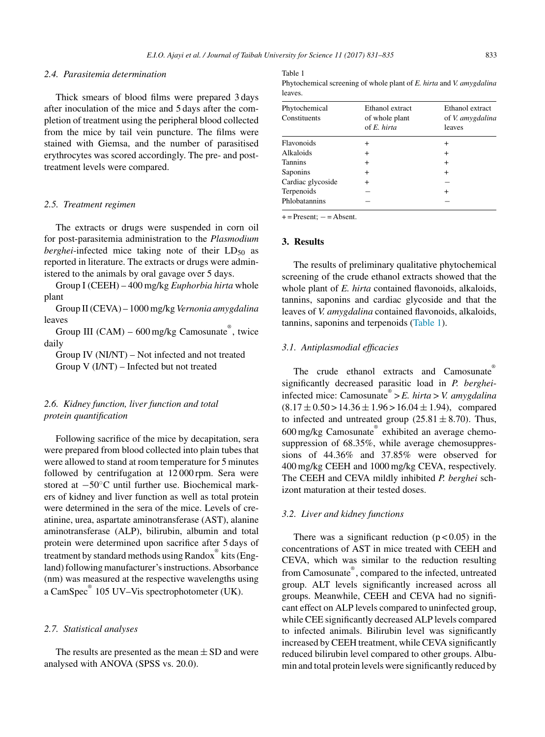### 2.4. Parasitemia determination

Thick smears of blood films were prepared 3 days after inoculation of the mice and 5 days after the completion of treatment using the peripheral blood collected from the mice by tail vein puncture. The films were stained with Giemsa, and the number of parasitised erythrocytes was scored accordingly. The pre- and post-treatment levels were compared.

### 2.5. Treatment regimen

The extracts or drugs were suspended in corn oil for post-parasitemia administration to the *Plasmodium berghei*-infected mice taking note of their $LD_{50}$ as reported in literature. The extracts or drugs were administered to the animals by oral gavage over 5 days.

Group I (CEEH) – 400 mg/kg *Euphorbia hirta* whole plant

Group II (CEVA) – 1000 mg/kg *Vernonia amygdalina* leaves

Group III (CAM) – 600 mg/kg Camosunate®, twice daily

Group IV (NI/NT) – Not infected and not treated

Group V (I/NT) – Infected but not treated

### 2.6. Kidney function, liver function and total protein quantification

Following sacrifice of the mice by decapitation, sera were prepared from blood collected into plain tubes that were allowed to stand at room temperature for 5 minutes followed by centrifugation at 12 000 rpm. Sera were stored at −50°C until further use. Biochemical markers of kidney and liver function as well as total protein were determined in the sera of the mice. Levels of creatinine, urea, aspartate aminotransferase (AST), alanine aminotransferase (ALP), bilirubin, albumin and total protein were determined upon sacrifice after 5 days of treatment by standard methods using Randox® kits (England) following manufacturer's instructions. Absorbance (nm) was measured at the respective wavelengths using a CamSpec® 105 UV–Vis spectrophotometer (UK).

### 2.7. Statistical analyses

The results are presented as the mean ± SD and were analysed with ANOVA (SPSS vs. 20.0).

Table 1
Phytochemical screening of whole plant of *E. hirta* and *V. amygdalina* leaves.

| Phytochemical Constituents | Ethanol extract of whole plant of *E. hirta* | Ethanol extract of *V. amygdalina* leaves |
|---|---|---|
| Flavonoids | + | + |
| Alkaloids | + | + |
| Tannins | + | + |
| Saponins | + | + |
| Cardiac glycoside | + | − |
| Terpenoids | − | + |
| Phlobatannins | − | − |

+ = Present; − = Absent.

## 3. Results

The results of preliminary qualitative phytochemical screening of the crude ethanol extracts showed that the whole plant of *E. hirta* contained flavonoids, alkaloids, tannins, saponins and cardiac glycoside and that the leaves of *V. amygdalina* contained flavonoids, alkaloids, tannins, saponins and terpenoids (Table 1).

### 3.1. Antiplasmodial efficacies

The crude ethanol extracts and Camosunate® significantly decreased parasitic load in *P. berghei*-infected mice: Camosunate® > *E. hirta* > *V. amygdalina* (8.17 ± 0.50 > 14.36 ± 1.96 > 16.04 ± 1.94), compared to infected and untreated group (25.81 ± 8.70). Thus, 600 mg/kg Camosunate® exhibited an average chemosuppression of 68.35%, while average chemosuppressions of 44.36% and 37.85% were observed for 400 mg/kg CEEH and 1000 mg/kg CEVA, respectively. The CEEH and CEVA mildly inhibited *P. berghei* schizont maturation at their tested doses.

### 3.2. Liver and kidney functions

There was a significant reduction ($p < 0.05$) in the concentrations of AST in mice treated with CEEH and CEVA, which was similar to the reduction resulting from Camosunate®, compared to the infected, untreated group. ALT levels significantly increased across all groups. Meanwhile, CEEH and CEVA had no significant effect on ALP levels compared to uninfected group, while CEE significantly decreased ALP levels compared to infected animals. Bilirubin level was significantly increased by CEEH treatment, while CEVA significantly reduced bilirubin level compared to other groups. Albumin and total protein levels were significantly reduced by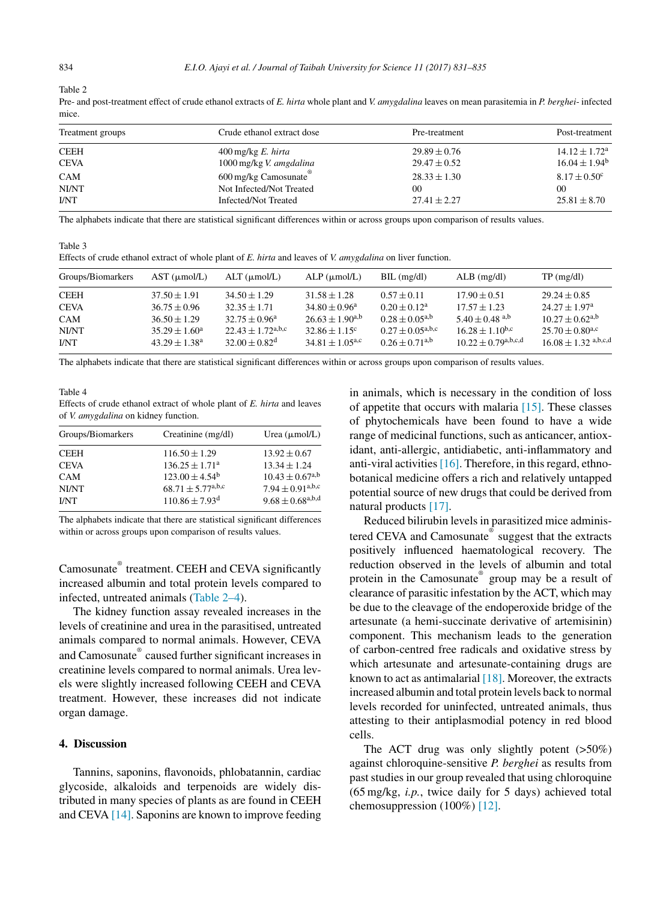Table 2
Pre- and post-treatment effect of crude ethanol extracts of *E. hirta* whole plant and *V. amygdalina* leaves on mean parasitemia in *P. berghei*- infected mice.

| Treatment groups | Crude ethanol extract dose | Pre-treatment | Post-treatment |
|---|---|---|---|
| CEEH | 400 mg/kg *E. hirta* | 29.89 ± 0.76 | 14.12 ± 1.72[a] |
| CEVA | 1000 mg/kg *V. amgdalina* | 29.47 ± 0.52 | 16.04 ± 1.94[b] |
| CAM | 600 mg/kg Camosunate® | 28.33 ± 1.30 | 8.17 ± 0.50[c] |
| NI/NT | Not Infected/Not Treated | 00 | 00 |
| I/NT | Infected/Not Treated | 27.41 ± 2.27 | 25.81 ± 8.70 |

The alphabets indicate that there are statistical significant differences within or across groups upon comparison of results values.

Table 3
Effects of crude ethanol extract of whole plant of *E. hirta* and leaves of *V. amygdalina* on liver function.

| Groups/Biomarkers | AST (μmol/L) | ALT (μmol/L) | ALP (μmol/L) | BIL (mg/dl) | ALB (mg/dl) | TP (mg/dl) |
|---|---|---|---|---|---|---|
| CEEH | 37.50 ± 1.91 | 34.50 ± 1.29 | 31.58 ± 1.28 | 0.57 ± 0.11 | 17.90 ± 0.51 | 29.24 ± 0.85 |
| CEVA | 36.75 ± 0.96 | 32.35 ± 1.71 | 34.80 ± 0.96[a] | 0.20 ± 0.12[a] | 17.57 ± 1.23 | 24.27 ± 1.97[a] |
| CAM | 36.50 ± 1.29 | 32.75 ± 0.96[a] | 26.63 ± 1.90[a,b] | 0.28 ± 0.05[a,b] | 5.40 ± 0.48 [a,b] | 10.27 ± 0.62[a,b] |
| NI/NT | 35.29 ± 1.60[a] | 22.43 ± 1.72[a,b,c] | 32.86 ± 1.15[c] | 0.27 ± 0.05[a,b,c] | 16.28 ± 1.10[b,c] | 25.70 ± 0.80[a,c] |
| I/NT | 43.29 ± 1.38[a] | 32.00 ± 0.82[d] | 34.81 ± 1.05[a,c] | 0.26 ± 0.71[a,b] | 10.22 ± 0.79[a,b,c,d] | 16.08 ± 1.32 [a,b,c,d] |

The alphabets indicate that there are statistical significant differences within or across groups upon comparison of results values.

Table 4
Effects of crude ethanol extract of whole plant of *E. hirta* and leaves of *V. amygdalina* on kidney function.

| Groups/Biomarkers | Creatinine (mg/dl) | Urea (μmol/L) |
|---|---|---|
| CEEH | 116.50 ± 1.29 | 13.92 ± 0.67 |
| CEVA | 136.25 ± 1.71[a] | 13.34 ± 1.24 |
| CAM | 123.00 ± 4.54[b] | 10.43 ± 0.67[a,b] |
| NI/NT | 68.71 ± 5.77[a,b,c] | 7.94 ± 0.91[a,b,c] |
| I/NT | 110.86 ± 7.93[d] | 9.68 ± 0.68[a,b,d] |

The alphabets indicate that there are statistical significant differences within or across groups upon comparison of results values.

Camosunate® treatment. CEEH and CEVA significantly increased albumin and total protein levels compared to infected, untreated animals (Table 2–4).

The kidney function assay revealed increases in the levels of creatinine and urea in the parasitised, untreated animals compared to normal animals. However, CEVA and Camosunate® caused further significant increases in creatinine levels compared to normal animals. Urea levels were slightly increased following CEEH and CEVA treatment. However, these increases did not indicate organ damage.

## 4. Discussion

Tannins, saponins, flavonoids, phlobatannin, cardiac glycoside, alkaloids and terpenoids are widely distributed in many species of plants as are found in CEEH and CEVA [14]. Saponins are known to improve feeding in animals, which is necessary in the condition of loss of appetite that occurs with malaria [15]. These classes of phytochemicals have been found to have a wide range of medicinal functions, such as anticancer, antioxidant, anti-allergic, antidiabetic, anti-inflammatory and anti-viral activities [16]. Therefore, in this regard, ethnobotanical medicine offers a rich and relatively untapped potential source of new drugs that could be derived from natural products [17].

Reduced bilirubin levels in parasitized mice administered CEVA and Camosunate® suggest that the extracts positively influenced haematological recovery. The reduction observed in the levels of albumin and total protein in the Camosunate® group may be a result of clearance of parasitic infestation by the ACT, which may be due to the cleavage of the endoperoxide bridge of the artesunate (a hemi-succinate derivative of artemisinin) component. This mechanism leads to the generation of carbon-centred free radicals and oxidative stress by which artesunate and artesunate-containing drugs are known to act as antimalarial [18]. Moreover, the extracts increased albumin and total protein levels back to normal levels recorded for uninfected, untreated animals, thus attesting to their antiplasmodial potency in red blood cells.

The ACT drug was only slightly potent (>50%) against chloroquine-sensitive *P. berghei* as results from past studies in our group revealed that using chloroquine (65 mg/kg, *i.p.*, twice daily for 5 days) achieved total chemosuppression (100%) [12].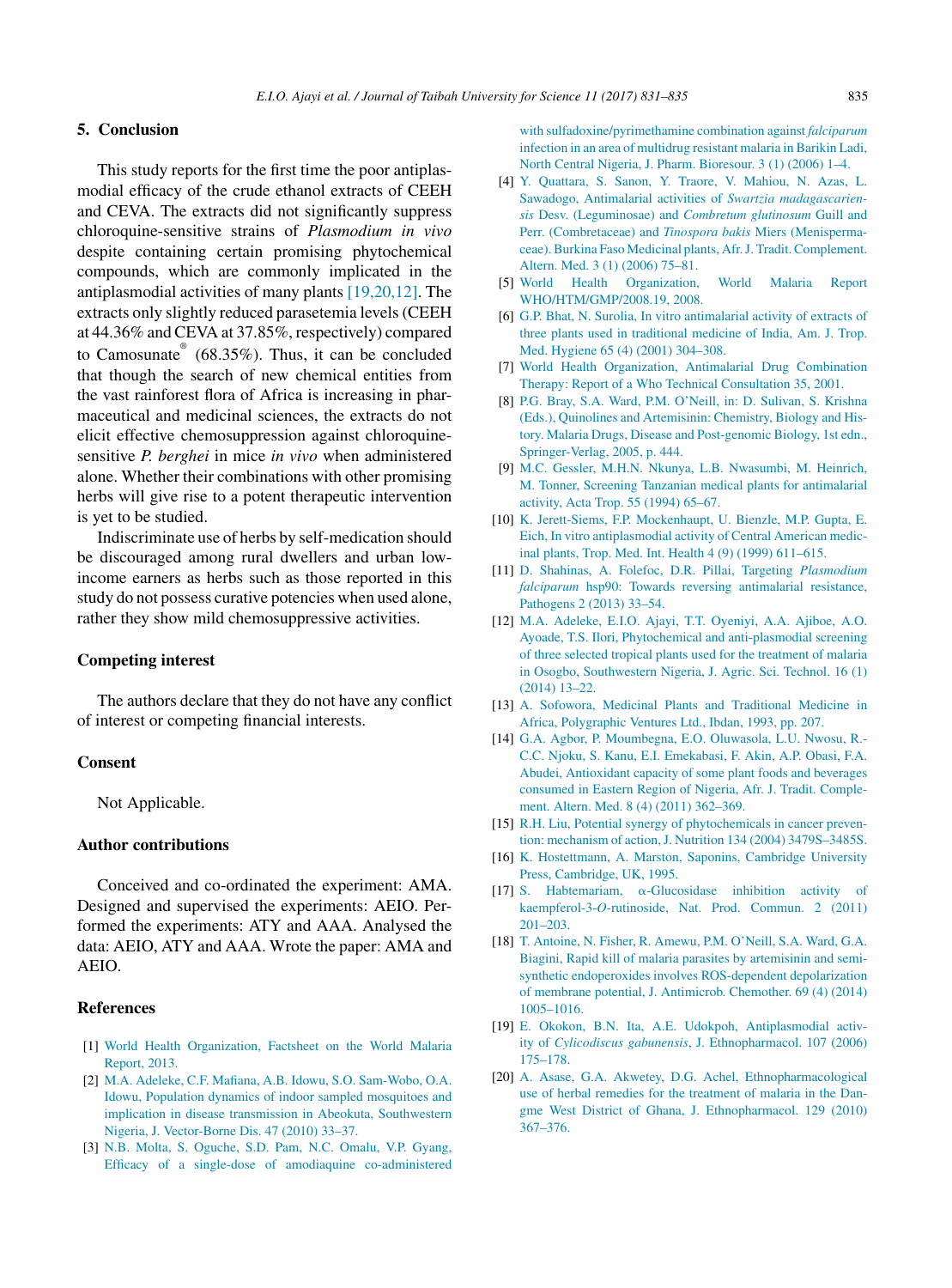## 5. Conclusion

This study reports for the first time the poor antiplasmodial efficacy of the crude ethanol extracts of CEEH and CEVA. The extracts did not significantly suppress chloroquine-sensitive strains of *Plasmodium in vivo* despite containing certain promising phytochemical compounds, which are commonly implicated in the antiplasmodial activities of many plants [19,20,12]. The extracts only slightly reduced parasetemia levels (CEEH at 44.36% and CEVA at 37.85%, respectively) compared to Camosunate® (68.35%). Thus, it can be concluded that though the search of new chemical entities from the vast rainforest flora of Africa is increasing in pharmaceutical and medicinal sciences, the extracts do not elicit effective chemosuppression against chloroquine-sensitive *P. berghei* in mice *in vivo* when administered alone. Whether their combinations with other promising herbs will give rise to a potent therapeutic intervention is yet to be studied.

Indiscriminate use of herbs by self-medication should be discouraged among rural dwellers and urban low-income earners as herbs such as those reported in this study do not possess curative potencies when used alone, rather they show mild chemosuppressive activities.

## Competing interest

The authors declare that they do not have any conflict of interest or competing financial interests.

## Consent

Not Applicable.

## Author contributions

Conceived and co-ordinated the experiment: AMA. Designed and supervised the experiments: AEIO. Performed the experiments: ATY and AAA. Analysed the data: AEIO, ATY and AAA. Wrote the paper: AMA and AEIO.

## References

[1] World Health Organization, Factsheet on the World Malaria Report, 2013.

[2] M.A. Adeleke, C.F. Mafiana, A.B. Idowu, S.O. Sam-Wobo, O.A. Idowu, Population dynamics of indoor sampled mosquitoes and implication in disease transmission in Abeokuta, Southwestern Nigeria, J. Vector-Borne Dis. 47 (2010) 33–37.

[3] N.B. Molta, S. Oguche, S.D. Pam, N.C. Omalu, V.P. Gyang, Efficacy of a single-dose of amodiaquine co-administered with sulfadoxine/pyrimethamine combination against *falciparum* infection in an area of multidrug resistant malaria in Barikin Ladi, North Central Nigeria, J. Pharm. Bioresour. 3 (1) (2006) 1–4.

[4] Y. Quattara, S. Sanon, Y. Traore, V. Mahiou, N. Azas, L. Sawadogo, Antimalarial activities of *Swartzia madagascariensis* Desv. (Leguminosae) and *Combretum glutinosum* Guill and Perr. (Combretaceae) and *Tinospora bakis* Miers (Menispermaceae). Burkina Faso Medicinal plants, Afr. J. Tradit. Complement. Altern. Med. 3 (1) (2006) 75–81.

[5] World Health Organization, World Malaria Report WHO/HTM/GMP/2008.19, 2008.

[6] G.P. Bhat, N. Surolia, In vitro antimalarial activity of extracts of three plants used in traditional medicine of India, Am. J. Trop. Med. Hygiene 65 (4) (2001) 304–308.

[7] World Health Organization, Antimalarial Drug Combination Therapy: Report of a Who Technical Consultation 35, 2001.

[8] P.G. Bray, S.A. Ward, P.M. O'Neill, in: D. Sulivan, S. Krishna (Eds.), Quinolines and Artemisinin: Chemistry, Biology and History. Malaria Drugs, Disease and Post-genomic Biology, 1st edn., Springer-Verlag, 2005, p. 444.

[9] M.C. Gessler, M.H.N. Nkunya, L.B. Nwasumbi, M. Heinrich, M. Tonner, Screening Tanzanian medical plants for antimalarial activity, Acta Trop. 55 (1994) 65–67.

[10] K. Jerett-Siems, F.P. Mockenhaupt, U. Bienzle, M.P. Gupta, E. Eich, In vitro antiplasmodial activity of Central American medicinal plants, Trop. Med. Int. Health 4 (9) (1999) 611–615.

[11] D. Shahinas, A. Folefoc, D.R. Pillai, Targeting *Plasmodium falciparum* hsp90: Towards reversing antimalarial resistance, Pathogens 2 (2013) 33–54.

[12] M.A. Adeleke, E.I.O. Ajayi, T.T. Oyeniyi, A.A. Ajiboe, A.O. Ayoade, T.S. Ilori, Phytochemical and anti-plasmodial screening of three selected tropical plants used for the treatment of malaria in Osogbo, Southwestern Nigeria, J. Agric. Sci. Technol. 16 (1) (2014) 13–22.

[13] A. Sofowora, Medicinal Plants and Traditional Medicine in Africa, Polygraphic Ventures Ltd., Ibdan, 1993, pp. 207.

[14] G.A. Agbor, P. Moumbegna, E.O. Oluwasola, L.U. Nwosu, R.-C.C. Njoku, S. Kanu, E.I. Emekabasi, F. Akin, A.P. Obasi, F.A. Abudei, Antioxidant capacity of some plant foods and beverages consumed in Eastern Region of Nigeria, Afr. J. Tradit. Complement. Altern. Med. 8 (4) (2011) 362–369.

[15] R.H. Liu, Potential synergy of phytochemicals in cancer prevention: mechanism of action, J. Nutrition 134 (2004) 3479S–3485S.

[16] K. Hostettmann, A. Marston, Saponins, Cambridge University Press, Cambridge, UK, 1995.

[17] S. Habtemariam, α-Glucosidase inhibition activity of kaempferol-3-*O*-rutinoside, Nat. Prod. Commun. 2 (2011) 201–203.

[18] T. Antoine, N. Fisher, R. Amewu, P.M. O'Neill, S.A. Ward, G.A. Biagini, Rapid kill of malaria parasites by artemisinin and semi-synthetic endoperoxides involves ROS-dependent depolarization of membrane potential, J. Antimicrob. Chemother. 69 (4) (2014) 1005–1016.

[19] E. Okokon, B.N. Ita, A.E. Udokpoh, Antiplasmodial activity of *Cylicodiscus gabunensis*, J. Ethnopharmacol. 107 (2006) 175–178.

[20] A. Asase, G.A. Akwetey, D.G. Achel, Ethnopharmacological use of herbal remedies for the treatment of malaria in the Dangme West District of Ghana, J. Ethnopharmacol. 129 (2010) 367–376.